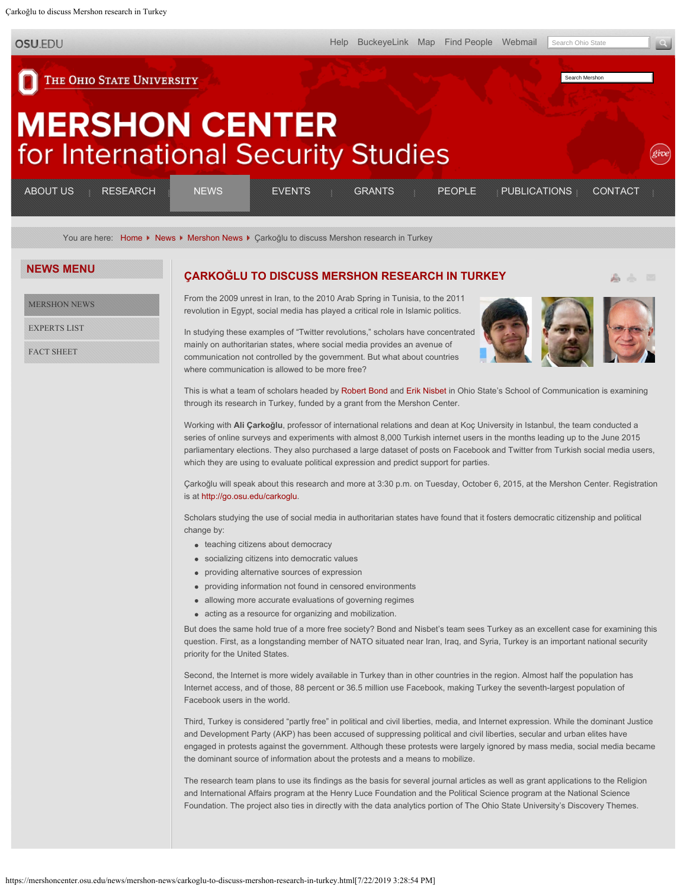# ÇARKOĞLU TO DISCUSS MERSHON RESEARCH IN TURKEY

From the 2009 unrest in Iran, to the 2010 Arab Spring in Tunisia, to the 2011 revolution in Egypt, social media has played a critical role in Islamic politics.

In studying these examples of "Twitter revolutions," scholars have concentrated mainly on authoritarian states, where social media provides an avenue of communication not controlled by the government. But what about countries where communication is allowed to be more free?

This is what a team of scholars headed by Robert Bond and Erik Nisbet in Ohio State's School of Communication is examining through its research in Turkey, funded by a grant from the Mershon Center.

Working with **Ali Çarkoğlu**, professor of international relations and dean at Koç University in Istanbul, the team conducted a series of online surveys and experiments with almost 8,000 Turkish internet users in the months leading up to the June 2015 parliamentary elections. They also purchased a large dataset of posts on Facebook and Twitter from Turkish social media users, which they are using to evaluate political expression and predict support for parties.

Çarkoğlu will speak about this research and more at 3:30 p.m. on Tuesday, October 6, 2015, at the Mershon Center. Registration is at http://go.osu.edu/carkoglu.

Scholars studying the use of social media in authoritarian states have found that it fosters democratic citizenship and political change by:

- teaching citizens about democracy
- socializing citizens into democratic values
- providing alternative sources of expression
- providing information not found in censored environments
- allowing more accurate evaluations of governing regimes
- acting as a resource for organizing and mobilization.

But does the same hold true of a more free society? Bond and Nisbet's team sees Turkey as an excellent case for examining this question. First, as a longstanding member of NATO situated near Iran, Iraq, and Syria, Turkey is an important national security priority for the United States.

Second, the Internet is more widely available in Turkey than in other countries in the region. Almost half the population has Internet access, and of those, 88 percent or 36.5 million use Facebook, making Turkey the seventh-largest population of Facebook users in the world.

Third, Turkey is considered "partly free" in political and civil liberties, media, and Internet expression. While the dominant Justice and Development Party (AKP) has been accused of suppressing political and civil liberties, secular and urban elites have engaged in protests against the government. Although these protests were largely ignored by mass media, social media became the dominant source of information about the protests and a means to mobilize.

The research team plans to use its findings as the basis for several journal articles as well as grant applications to the Religion and International Affairs program at the Henry Luce Foundation and the Political Science program at the National Science Foundation. The project also ties in directly with the data analytics portion of The Ohio State University's Discovery Themes.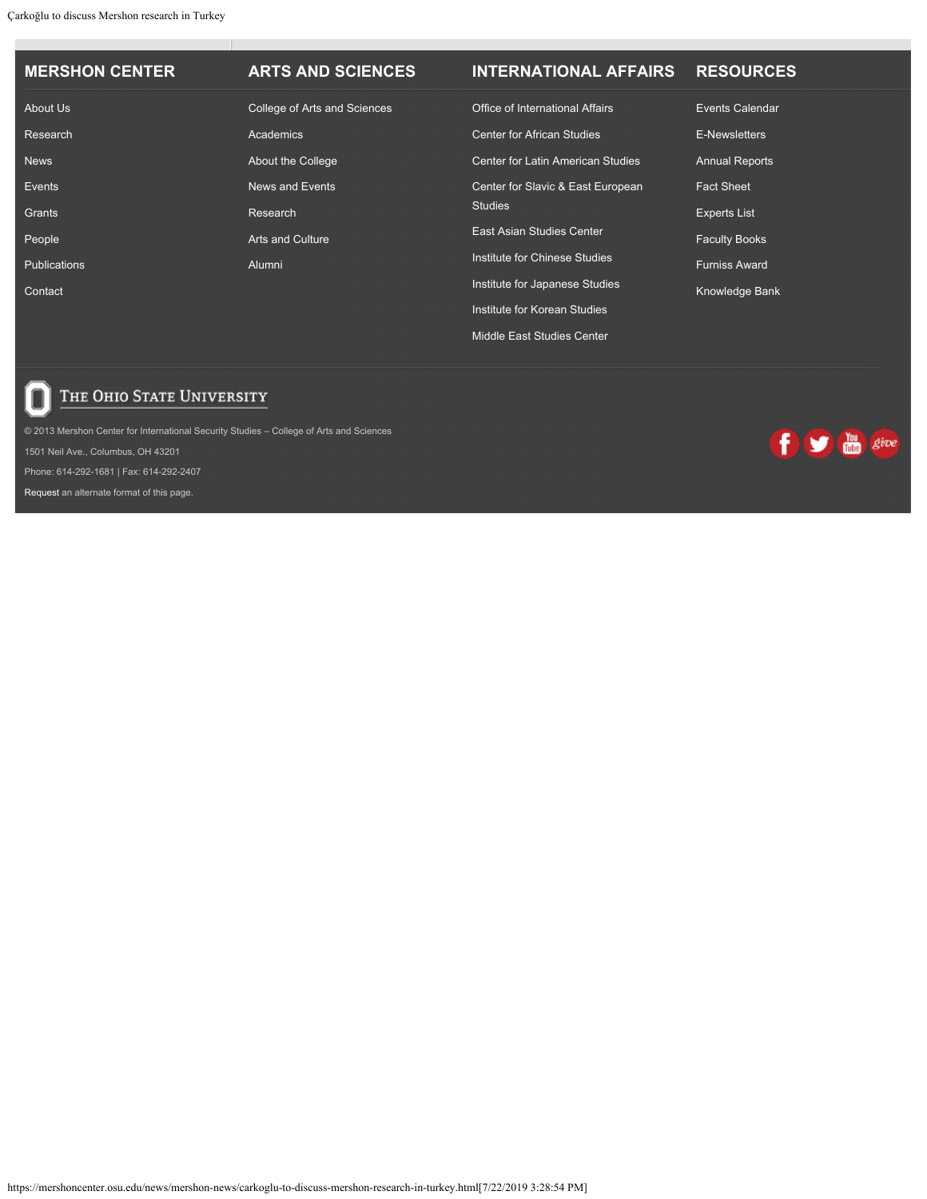## MERSHON CENTER

- About Us
- Research
- News
- Events
- Grants
- People
- Publications
- Contact

## ARTS AND SCIENCES

- College of Arts and Sciences
- Academics
- About the College
- News and Events
- Research
- Arts and Culture
- Alumni

## INTERNATIONAL AFFAIRS

- Office of International Affairs
- Center for African Studies
- Center for Latin American Studies
- Center for Slavic & East European Studies
- East Asian Studies Center
- Institute for Chinese Studies
- Institute for Japanese Studies
- Institute for Korean Studies
- Middle East Studies Center

## RESOURCES

- Events Calendar
- E-Newsletters
- Annual Reports
- Fact Sheet
- Experts List
- Faculty Books
- Furniss Award
- Knowledge Bank

The Ohio State University

© 2013 Mershon Center for International Security Studies – College of Arts and Sciences

1501 Neil Ave., Columbus, OH 43201

Phone: 614-292-1681 | Fax: 614-292-2407

Request an alternate format of this page.